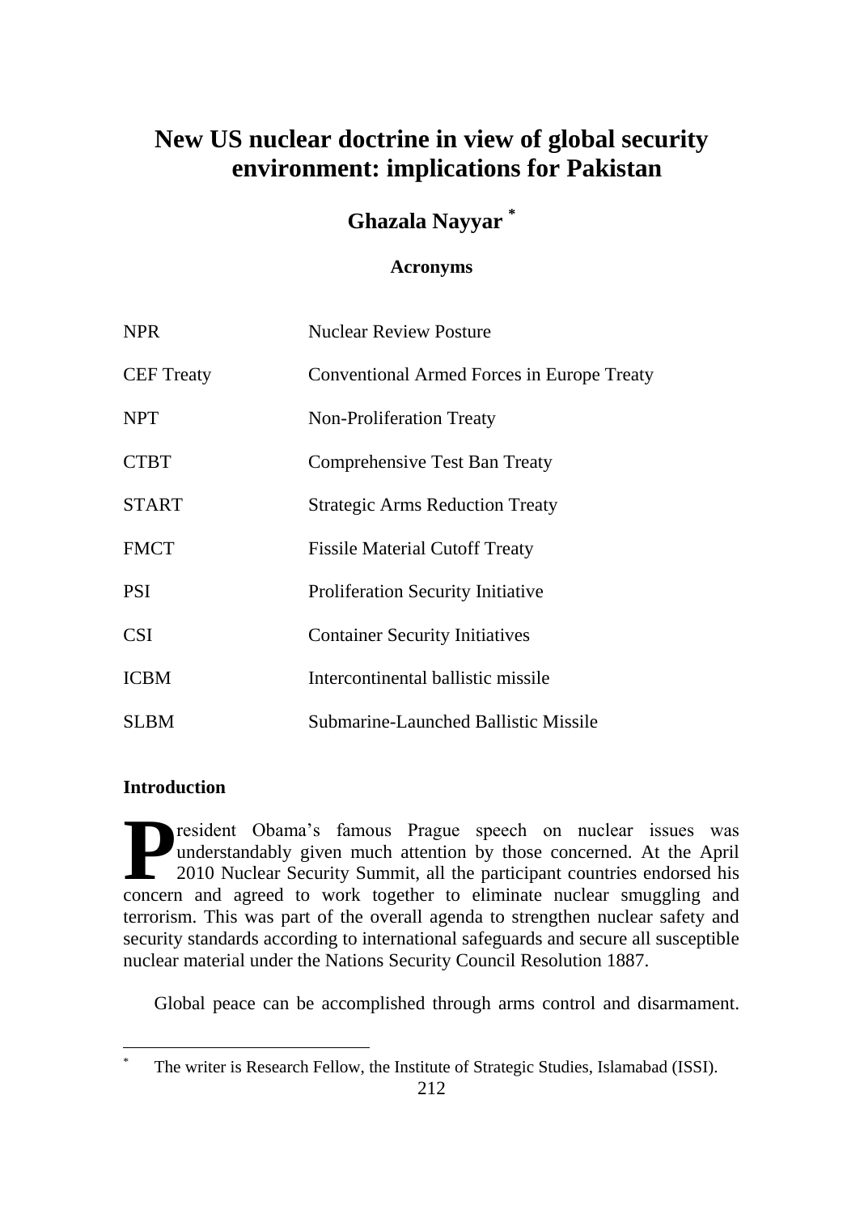# New US nuclear doctrine in view of global security environment: implications for Pakistan

## Ghazala Nayyar [*]

### Acronyms

| | |
|---|---|
| NPR | Nuclear Review Posture |
| CEF Treaty | Conventional Armed Forces in Europe Treaty |
| NPT | Non-Proliferation Treaty |
| CTBT | Comprehensive Test Ban Treaty |
| START | Strategic Arms Reduction Treaty |
| FMCT | Fissile Material Cutoff Treaty |
| PSI | Proliferation Security Initiative |
| CSI | Container Security Initiatives |
| ICBM | Intercontinental ballistic missile |
| SLBM | Submarine-Launched Ballistic Missile |

### Introduction

President Obama's famous Prague speech on nuclear issues was understandably given much attention by those concerned. At the April 2010 Nuclear Security Summit, all the participant countries endorsed his concern and agreed to work together to eliminate nuclear smuggling and terrorism. This was part of the overall agenda to strengthen nuclear safety and security standards according to international safeguards and secure all susceptible nuclear material under the Nations Security Council Resolution 1887.

Global peace can be accomplished through arms control and disarmament.

[*] The writer is Research Fellow, the Institute of Strategic Studies, Islamabad (ISSI).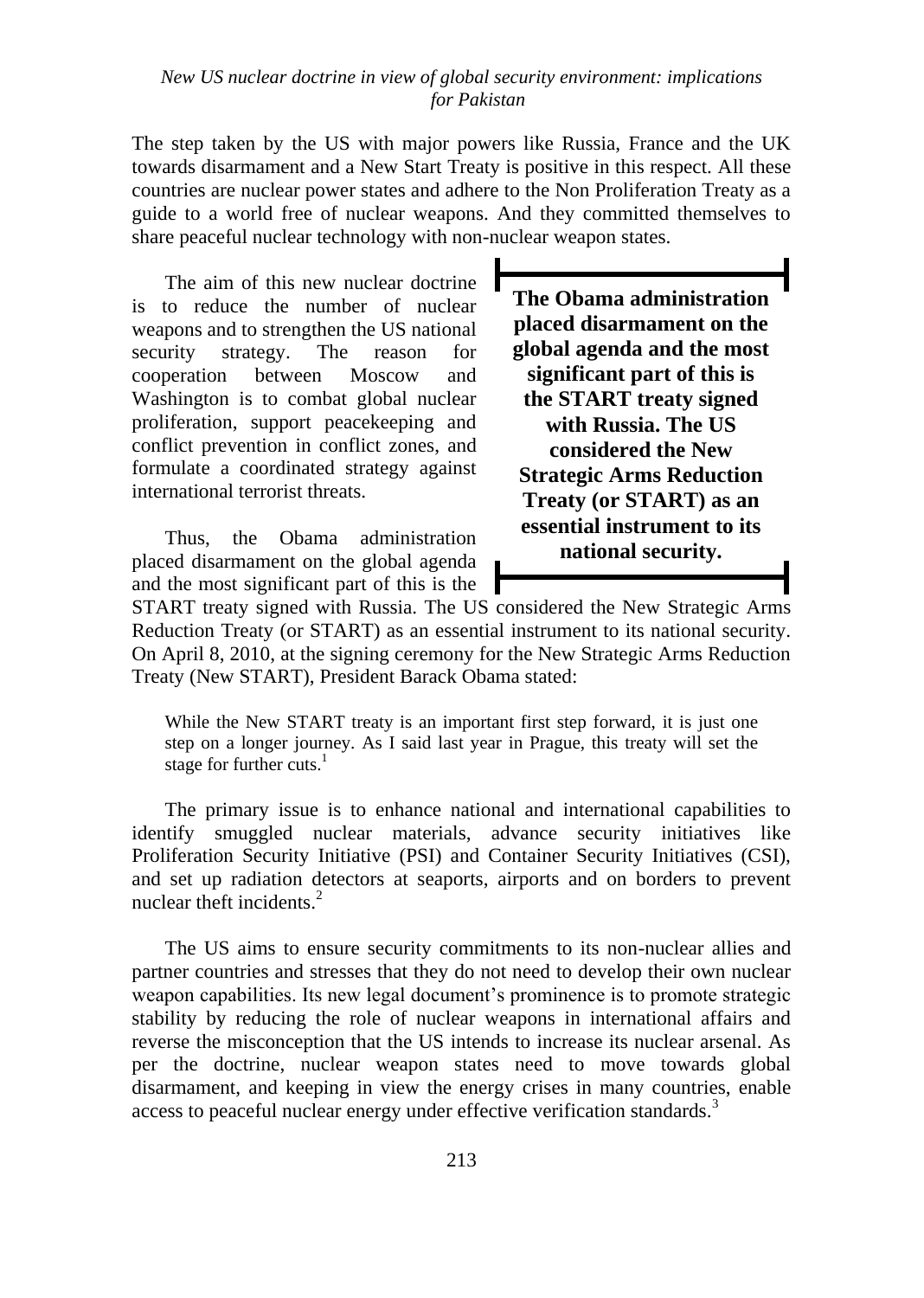The step taken by the US with major powers like Russia, France and the UK towards disarmament and a New Start Treaty is positive in this respect. All these countries are nuclear power states and adhere to the Non Proliferation Treaty as a guide to a world free of nuclear weapons. And they committed themselves to share peaceful nuclear technology with non-nuclear weapon states.

The aim of this new nuclear doctrine is to reduce the number of nuclear weapons and to strengthen the US national security strategy. The reason for cooperation between Moscow and Washington is to combat global nuclear proliferation, support peacekeeping and conflict prevention in conflict zones, and formulate a coordinated strategy against international terrorist threats.

> **The Obama administration placed disarmament on the global agenda and the most significant part of this is the START treaty signed with Russia. The US considered the New Strategic Arms Reduction Treaty (or START) as an essential instrument to its national security.**

Thus, the Obama administration placed disarmament on the global agenda and the most significant part of this is the START treaty signed with Russia. The US considered the New Strategic Arms Reduction Treaty (or START) as an essential instrument to its national security. On April 8, 2010, at the signing ceremony for the New Strategic Arms Reduction Treaty (New START), President Barack Obama stated:

> While the New START treaty is an important first step forward, it is just one step on a longer journey. As I said last year in Prague, this treaty will set the stage for further cuts.[1]

The primary issue is to enhance national and international capabilities to identify smuggled nuclear materials, advance security initiatives like Proliferation Security Initiative (PSI) and Container Security Initiatives (CSI), and set up radiation detectors at seaports, airports and on borders to prevent nuclear theft incidents.[2]

The US aims to ensure security commitments to its non-nuclear allies and partner countries and stresses that they do not need to develop their own nuclear weapon capabilities. Its new legal document's prominence is to promote strategic stability by reducing the role of nuclear weapons in international affairs and reverse the misconception that the US intends to increase its nuclear arsenal. As per the doctrine, nuclear weapon states need to move towards global disarmament, and keeping in view the energy crises in many countries, enable access to peaceful nuclear energy under effective verification standards.[3]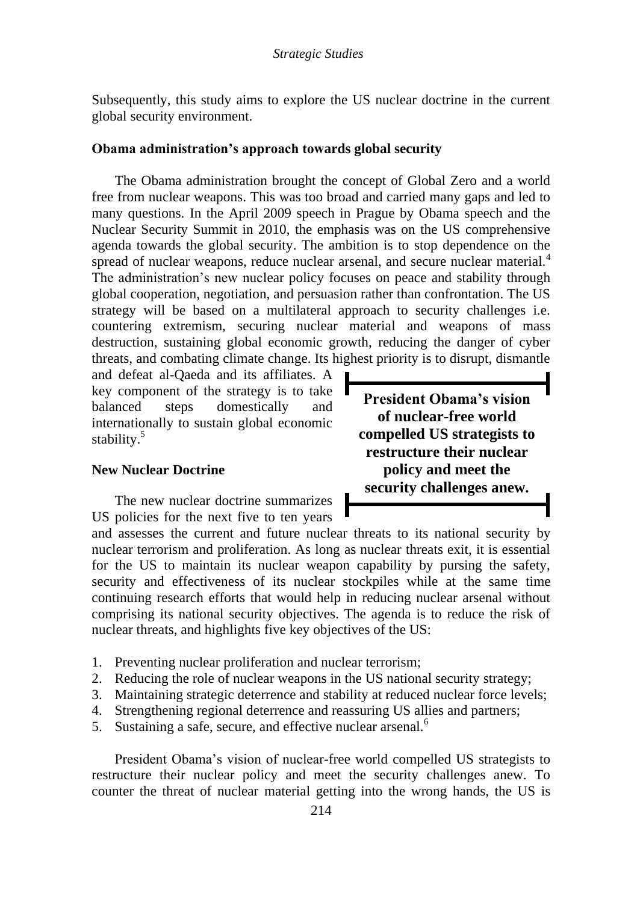Subsequently, this study aims to explore the US nuclear doctrine in the current global security environment.

## Obama administration's approach towards global security

The Obama administration brought the concept of Global Zero and a world free from nuclear weapons. This was too broad and carried many gaps and led to many questions. In the April 2009 speech in Prague by Obama speech and the Nuclear Security Summit in 2010, the emphasis was on the US comprehensive agenda towards the global security. The ambition is to stop dependence on the spread of nuclear weapons, reduce nuclear arsenal, and secure nuclear material.[4] The administration's new nuclear policy focuses on peace and stability through global cooperation, negotiation, and persuasion rather than confrontation. The US strategy will be based on a multilateral approach to security challenges i.e. countering extremism, securing nuclear material and weapons of mass destruction, sustaining global economic growth, reducing the danger of cyber threats, and combating climate change. Its highest priority is to disrupt, dismantle and defeat al-Qaeda and its affiliates. A key component of the strategy is to take balanced steps domestically and internationally to sustain global economic stability.[5]

**President Obama's vision of nuclear-free world compelled US strategists to restructure their nuclear policy and meet the security challenges anew.**

## New Nuclear Doctrine

The new nuclear doctrine summarizes US policies for the next five to ten years and assesses the current and future nuclear threats to its national security by nuclear terrorism and proliferation. As long as nuclear threats exit, it is essential for the US to maintain its nuclear weapon capability by pursing the safety, security and effectiveness of its nuclear stockpiles while at the same time continuing research efforts that would help in reducing nuclear arsenal without comprising its national security objectives. The agenda is to reduce the risk of nuclear threats, and highlights five key objectives of the US:

1. Preventing nuclear proliferation and nuclear terrorism;
2. Reducing the role of nuclear weapons in the US national security strategy;
3. Maintaining strategic deterrence and stability at reduced nuclear force levels;
4. Strengthening regional deterrence and reassuring US allies and partners;
5. Sustaining a safe, secure, and effective nuclear arsenal.[6]

President Obama's vision of nuclear-free world compelled US strategists to restructure their nuclear policy and meet the security challenges anew. To counter the threat of nuclear material getting into the wrong hands, the US is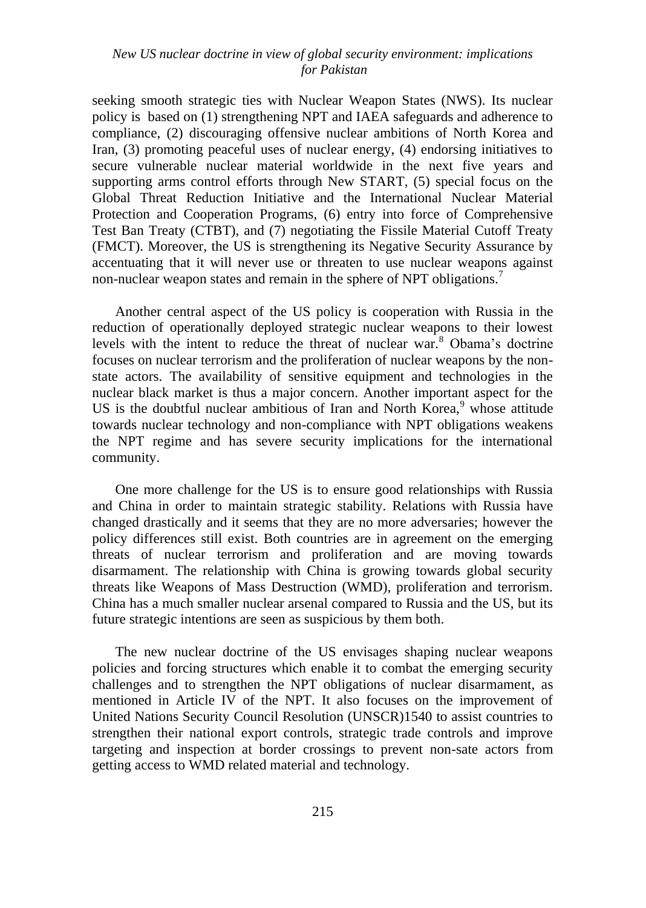seeking smooth strategic ties with Nuclear Weapon States (NWS). Its nuclear policy is based on (1) strengthening NPT and IAEA safeguards and adherence to compliance, (2) discouraging offensive nuclear ambitions of North Korea and Iran, (3) promoting peaceful uses of nuclear energy, (4) endorsing initiatives to secure vulnerable nuclear material worldwide in the next five years and supporting arms control efforts through New START, (5) special focus on the Global Threat Reduction Initiative and the International Nuclear Material Protection and Cooperation Programs, (6) entry into force of Comprehensive Test Ban Treaty (CTBT), and (7) negotiating the Fissile Material Cutoff Treaty (FMCT). Moreover, the US is strengthening its Negative Security Assurance by accentuating that it will never use or threaten to use nuclear weapons against non-nuclear weapon states and remain in the sphere of NPT obligations.[7]

Another central aspect of the US policy is cooperation with Russia in the reduction of operationally deployed strategic nuclear weapons to their lowest levels with the intent to reduce the threat of nuclear war.[8] Obama's doctrine focuses on nuclear terrorism and the proliferation of nuclear weapons by the non-state actors. The availability of sensitive equipment and technologies in the nuclear black market is thus a major concern. Another important aspect for the US is the doubtful nuclear ambitious of Iran and North Korea,[9] whose attitude towards nuclear technology and non-compliance with NPT obligations weakens the NPT regime and has severe security implications for the international community.

One more challenge for the US is to ensure good relationships with Russia and China in order to maintain strategic stability. Relations with Russia have changed drastically and it seems that they are no more adversaries; however the policy differences still exist. Both countries are in agreement on the emerging threats of nuclear terrorism and proliferation and are moving towards disarmament. The relationship with China is growing towards global security threats like Weapons of Mass Destruction (WMD), proliferation and terrorism. China has a much smaller nuclear arsenal compared to Russia and the US, but its future strategic intentions are seen as suspicious by them both.

The new nuclear doctrine of the US envisages shaping nuclear weapons policies and forcing structures which enable it to combat the emerging security challenges and to strengthen the NPT obligations of nuclear disarmament, as mentioned in Article IV of the NPT. It also focuses on the improvement of United Nations Security Council Resolution (UNSCR)1540 to assist countries to strengthen their national export controls, strategic trade controls and improve targeting and inspection at border crossings to prevent non-sate actors from getting access to WMD related material and technology.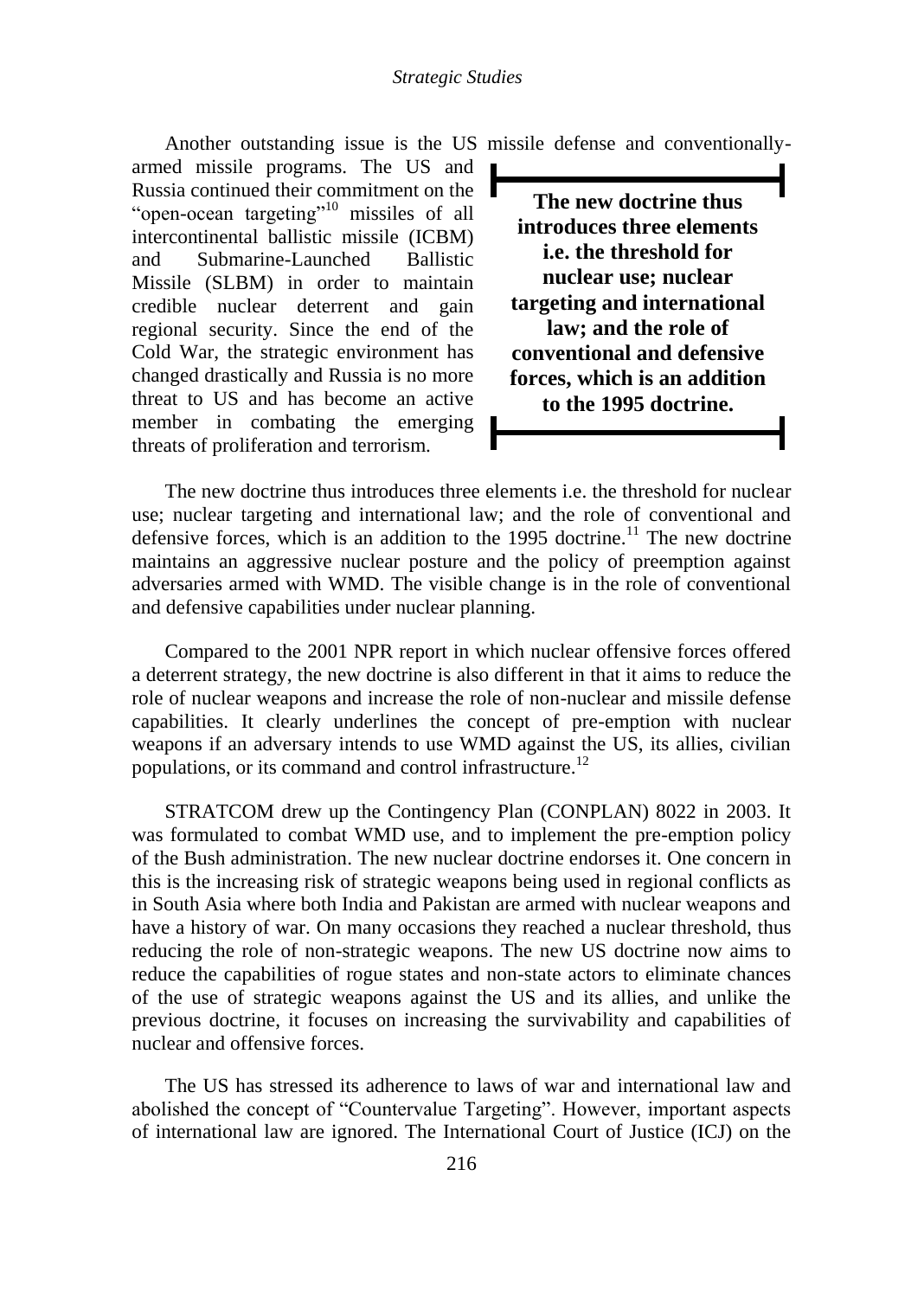Another outstanding issue is the US missile defense and conventionally-armed missile programs. The US and Russia continued their commitment on the "open-ocean targeting"[10] missiles of all intercontinental ballistic missile (ICBM) and Submarine-Launched Ballistic Missile (SLBM) in order to maintain credible nuclear deterrent and gain regional security. Since the end of the Cold War, the strategic environment has changed drastically and Russia is no more threat to US and has become an active member in combating the emerging threats of proliferation and terrorism.

> **The new doctrine thus introduces three elements i.e. the threshold for nuclear use; nuclear targeting and international law; and the role of conventional and defensive forces, which is an addition to the 1995 doctrine.**

The new doctrine thus introduces three elements i.e. the threshold for nuclear use; nuclear targeting and international law; and the role of conventional and defensive forces, which is an addition to the 1995 doctrine.[11] The new doctrine maintains an aggressive nuclear posture and the policy of preemption against adversaries armed with WMD. The visible change is in the role of conventional and defensive capabilities under nuclear planning.

Compared to the 2001 NPR report in which nuclear offensive forces offered a deterrent strategy, the new doctrine is also different in that it aims to reduce the role of nuclear weapons and increase the role of non-nuclear and missile defense capabilities. It clearly underlines the concept of pre-emption with nuclear weapons if an adversary intends to use WMD against the US, its allies, civilian populations, or its command and control infrastructure.[12]

STRATCOM drew up the Contingency Plan (CONPLAN) 8022 in 2003. It was formulated to combat WMD use, and to implement the pre-emption policy of the Bush administration. The new nuclear doctrine endorses it. One concern in this is the increasing risk of strategic weapons being used in regional conflicts as in South Asia where both India and Pakistan are armed with nuclear weapons and have a history of war. On many occasions they reached a nuclear threshold, thus reducing the role of non-strategic weapons. The new US doctrine now aims to reduce the capabilities of rogue states and non-state actors to eliminate chances of the use of strategic weapons against the US and its allies, and unlike the previous doctrine, it focuses on increasing the survivability and capabilities of nuclear and offensive forces.

The US has stressed its adherence to laws of war and international law and abolished the concept of "Countervalue Targeting". However, important aspects of international law are ignored. The International Court of Justice (ICJ) on the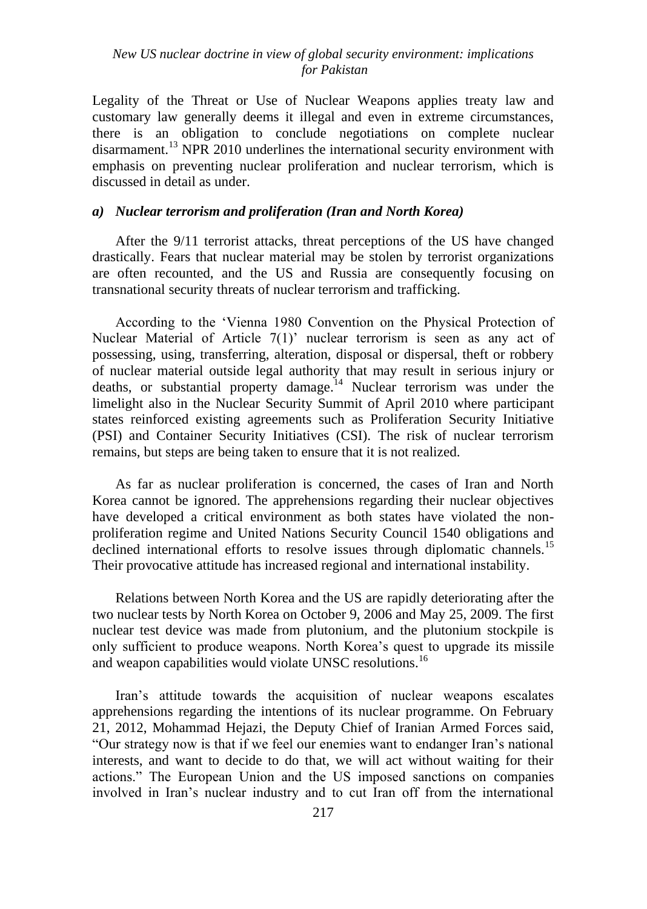Legality of the Threat or Use of Nuclear Weapons applies treaty law and customary law generally deems it illegal and even in extreme circumstances, there is an obligation to conclude negotiations on complete nuclear disarmament.[13] NPR 2010 underlines the international security environment with emphasis on preventing nuclear proliferation and nuclear terrorism, which is discussed in detail as under.

### *a) Nuclear terrorism and proliferation (Iran and North Korea)*

After the 9/11 terrorist attacks, threat perceptions of the US have changed drastically. Fears that nuclear material may be stolen by terrorist organizations are often recounted, and the US and Russia are consequently focusing on transnational security threats of nuclear terrorism and trafficking.

According to the 'Vienna 1980 Convention on the Physical Protection of Nuclear Material of Article 7(1)' nuclear terrorism is seen as any act of possessing, using, transferring, alteration, disposal or dispersal, theft or robbery of nuclear material outside legal authority that may result in serious injury or deaths, or substantial property damage.[14] Nuclear terrorism was under the limelight also in the Nuclear Security Summit of April 2010 where participant states reinforced existing agreements such as Proliferation Security Initiative (PSI) and Container Security Initiatives (CSI). The risk of nuclear terrorism remains, but steps are being taken to ensure that it is not realized.

As far as nuclear proliferation is concerned, the cases of Iran and North Korea cannot be ignored. The apprehensions regarding their nuclear objectives have developed a critical environment as both states have violated the non-proliferation regime and United Nations Security Council 1540 obligations and declined international efforts to resolve issues through diplomatic channels.[15] Their provocative attitude has increased regional and international instability.

Relations between North Korea and the US are rapidly deteriorating after the two nuclear tests by North Korea on October 9, 2006 and May 25, 2009. The first nuclear test device was made from plutonium, and the plutonium stockpile is only sufficient to produce weapons. North Korea's quest to upgrade its missile and weapon capabilities would violate UNSC resolutions.[16]

Iran's attitude towards the acquisition of nuclear weapons escalates apprehensions regarding the intentions of its nuclear programme. On February 21, 2012, Mohammad Hejazi, the Deputy Chief of Iranian Armed Forces said, "Our strategy now is that if we feel our enemies want to endanger Iran's national interests, and want to decide to do that, we will act without waiting for their actions." The European Union and the US imposed sanctions on companies involved in Iran's nuclear industry and to cut Iran off from the international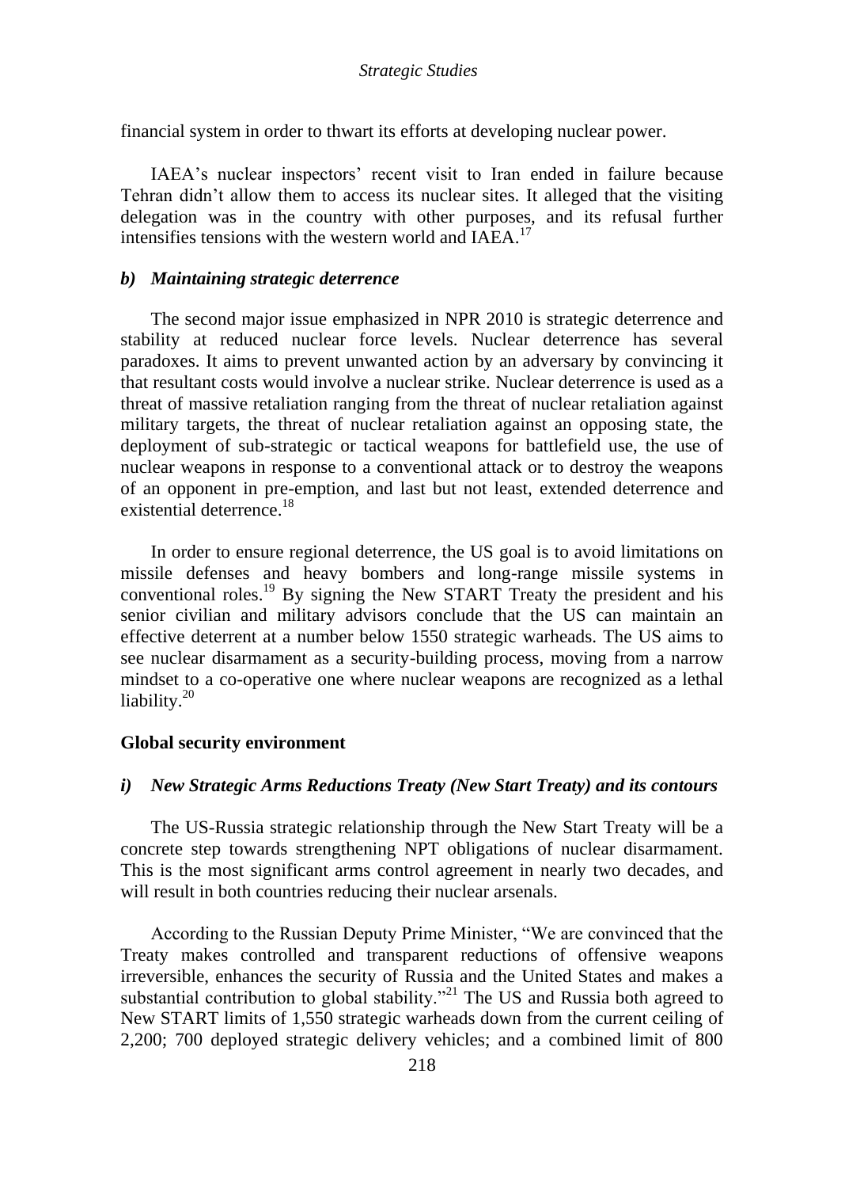financial system in order to thwart its efforts at developing nuclear power.

IAEA's nuclear inspectors' recent visit to Iran ended in failure because Tehran didn't allow them to access its nuclear sites. It alleged that the visiting delegation was in the country with other purposes, and its refusal further intensifies tensions with the western world and IAEA.[17]

### *b) Maintaining strategic deterrence*

The second major issue emphasized in NPR 2010 is strategic deterrence and stability at reduced nuclear force levels. Nuclear deterrence has several paradoxes. It aims to prevent unwanted action by an adversary by convincing it that resultant costs would involve a nuclear strike. Nuclear deterrence is used as a threat of massive retaliation ranging from the threat of nuclear retaliation against military targets, the threat of nuclear retaliation against an opposing state, the deployment of sub-strategic or tactical weapons for battlefield use, the use of nuclear weapons in response to a conventional attack or to destroy the weapons of an opponent in pre-emption, and last but not least, extended deterrence and existential deterrence.[18]

In order to ensure regional deterrence, the US goal is to avoid limitations on missile defenses and heavy bombers and long-range missile systems in conventional roles.[19] By signing the New START Treaty the president and his senior civilian and military advisors conclude that the US can maintain an effective deterrent at a number below 1550 strategic warheads. The US aims to see nuclear disarmament as a security-building process, moving from a narrow mindset to a co-operative one where nuclear weapons are recognized as a lethal liability.[20]

## Global security environment

### *i) New Strategic Arms Reductions Treaty (New Start Treaty) and its contours*

The US-Russia strategic relationship through the New Start Treaty will be a concrete step towards strengthening NPT obligations of nuclear disarmament. This is the most significant arms control agreement in nearly two decades, and will result in both countries reducing their nuclear arsenals.

According to the Russian Deputy Prime Minister, "We are convinced that the Treaty makes controlled and transparent reductions of offensive weapons irreversible, enhances the security of Russia and the United States and makes a substantial contribution to global stability."[21] The US and Russia both agreed to New START limits of 1,550 strategic warheads down from the current ceiling of 2,200; 700 deployed strategic delivery vehicles; and a combined limit of 800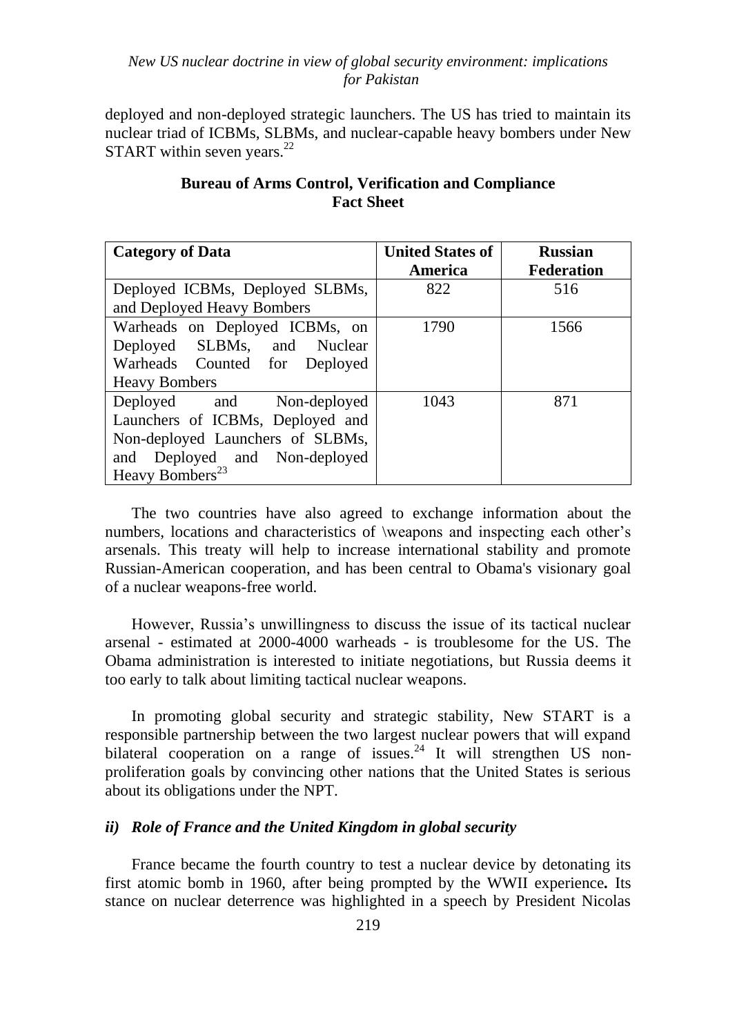deployed and non-deployed strategic launchers. The US has tried to maintain its nuclear triad of ICBMs, SLBMs, and nuclear-capable heavy bombers under New START within seven years.[22]

**Bureau of Arms Control, Verification and Compliance Fact Sheet**

| Category of Data | United States of America | Russian Federation |
|---|---|---|
| Deployed ICBMs, Deployed SLBMs, and Deployed Heavy Bombers | 822 | 516 |
| Warheads on Deployed ICBMs, on Deployed SLBMs, and Nuclear Warheads Counted for Deployed Heavy Bombers | 1790 | 1566 |
| Deployed and Non-deployed Launchers of ICBMs, Deployed and Non-deployed Launchers of SLBMs, and Deployed and Non-deployed Heavy Bombers[23] | 1043 | 871 |

The two countries have also agreed to exchange information about the numbers, locations and characteristics of \weapons and inspecting each other's arsenals. This treaty will help to increase international stability and promote Russian-American cooperation, and has been central to Obama's visionary goal of a nuclear weapons-free world.

However, Russia's unwillingness to discuss the issue of its tactical nuclear arsenal - estimated at 2000-4000 warheads - is troublesome for the US. The Obama administration is interested to initiate negotiations, but Russia deems it too early to talk about limiting tactical nuclear weapons.

In promoting global security and strategic stability, New START is a responsible partnership between the two largest nuclear powers that will expand bilateral cooperation on a range of issues.[24] It will strengthen US non-proliferation goals by convincing other nations that the United States is serious about its obligations under the NPT.

### *ii) Role of France and the United Kingdom in global security*

France became the fourth country to test a nuclear device by detonating its first atomic bomb in 1960, after being prompted by the WWII experience**.** Its stance on nuclear deterrence was highlighted in a speech by President Nicolas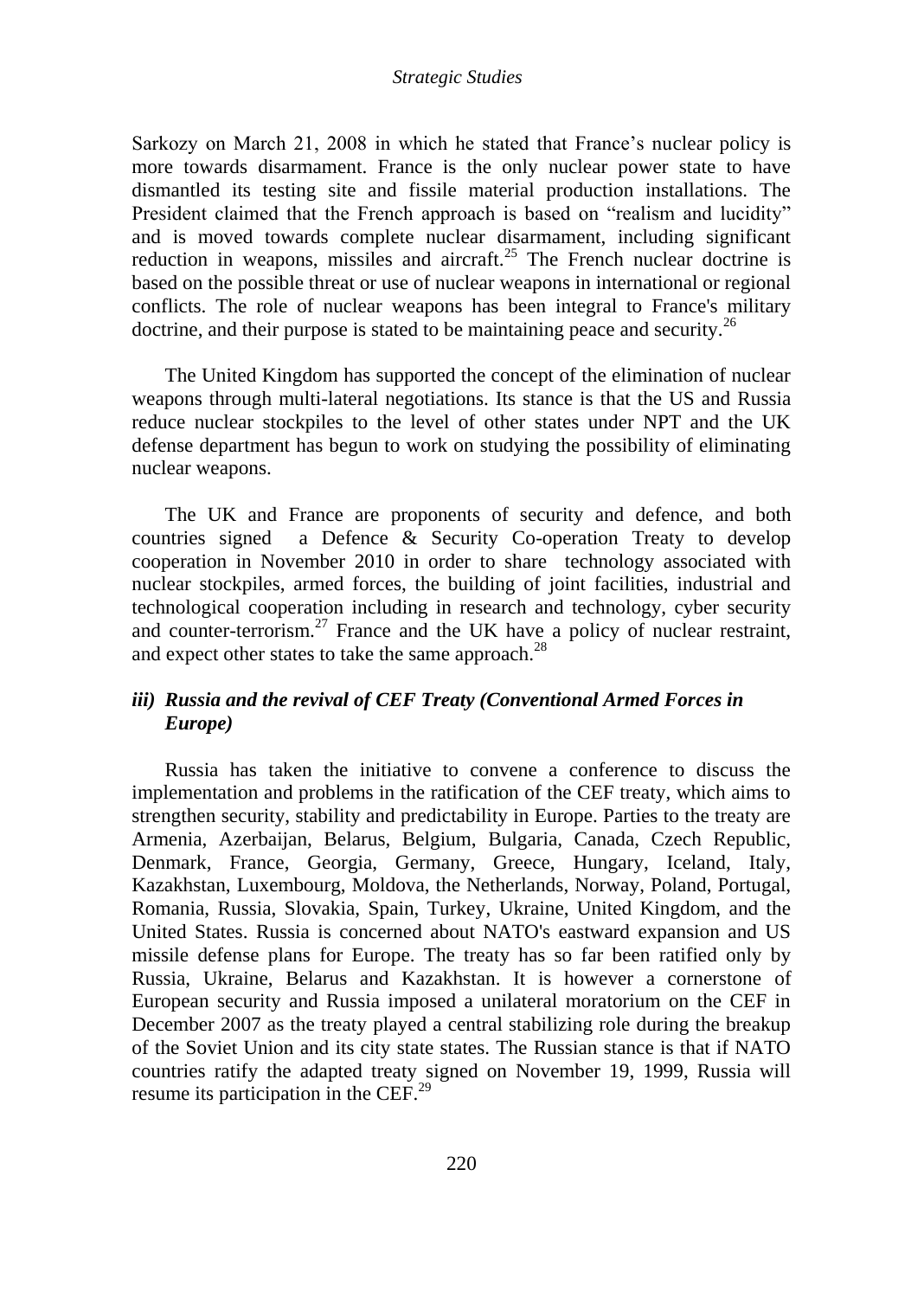Sarkozy on March 21, 2008 in which he stated that France's nuclear policy is more towards disarmament. France is the only nuclear power state to have dismantled its testing site and fissile material production installations. The President claimed that the French approach is based on "realism and lucidity" and is moved towards complete nuclear disarmament, including significant reduction in weapons, missiles and aircraft.[25] The French nuclear doctrine is based on the possible threat or use of nuclear weapons in international or regional conflicts. The role of nuclear weapons has been integral to France's military doctrine, and their purpose is stated to be maintaining peace and security.[26]

The United Kingdom has supported the concept of the elimination of nuclear weapons through multi-lateral negotiations. Its stance is that the US and Russia reduce nuclear stockpiles to the level of other states under NPT and the UK defense department has begun to work on studying the possibility of eliminating nuclear weapons.

The UK and France are proponents of security and defence, and both countries signed a Defence & Security Co-operation Treaty to develop cooperation in November 2010 in order to share technology associated with nuclear stockpiles, armed forces, the building of joint facilities, industrial and technological cooperation including in research and technology, cyber security and counter-terrorism.[27] France and the UK have a policy of nuclear restraint, and expect other states to take the same approach.[28]

### *iii) Russia and the revival of CEF Treaty (Conventional Armed Forces in Europe)*

Russia has taken the initiative to convene a conference to discuss the implementation and problems in the ratification of the CEF treaty, which aims to strengthen security, stability and predictability in Europe. Parties to the treaty are Armenia, Azerbaijan, Belarus, Belgium, Bulgaria, Canada, Czech Republic, Denmark, France, Georgia, Germany, Greece, Hungary, Iceland, Italy, Kazakhstan, Luxembourg, Moldova, the Netherlands, Norway, Poland, Portugal, Romania, Russia, Slovakia, Spain, Turkey, Ukraine, United Kingdom, and the United States. Russia is concerned about NATO's eastward expansion and US missile defense plans for Europe. The treaty has so far been ratified only by Russia, Ukraine, Belarus and Kazakhstan. It is however a cornerstone of European security and Russia imposed a unilateral moratorium on the CEF in December 2007 as the treaty played a central stabilizing role during the breakup of the Soviet Union and its city state states. The Russian stance is that if NATO countries ratify the adapted treaty signed on November 19, 1999, Russia will resume its participation in the CEF.[29]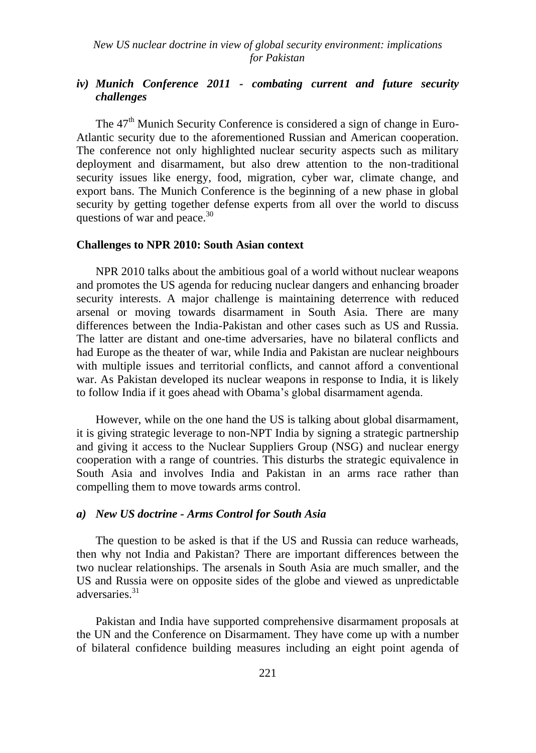### *iv) Munich Conference 2011 - combating current and future security challenges*

The 47th Munich Security Conference is considered a sign of change in Euro-Atlantic security due to the aforementioned Russian and American cooperation. The conference not only highlighted nuclear security aspects such as military deployment and disarmament, but also drew attention to the non-traditional security issues like energy, food, migration, cyber war, climate change, and export bans. The Munich Conference is the beginning of a new phase in global security by getting together defense experts from all over the world to discuss questions of war and peace.[30]

## Challenges to NPR 2010: South Asian context

NPR 2010 talks about the ambitious goal of a world without nuclear weapons and promotes the US agenda for reducing nuclear dangers and enhancing broader security interests. A major challenge is maintaining deterrence with reduced arsenal or moving towards disarmament in South Asia. There are many differences between the India-Pakistan and other cases such as US and Russia. The latter are distant and one-time adversaries, have no bilateral conflicts and had Europe as the theater of war, while India and Pakistan are nuclear neighbours with multiple issues and territorial conflicts, and cannot afford a conventional war. As Pakistan developed its nuclear weapons in response to India, it is likely to follow India if it goes ahead with Obama's global disarmament agenda.

However, while on the one hand the US is talking about global disarmament, it is giving strategic leverage to non-NPT India by signing a strategic partnership and giving it access to the Nuclear Suppliers Group (NSG) and nuclear energy cooperation with a range of countries. This disturbs the strategic equivalence in South Asia and involves India and Pakistan in an arms race rather than compelling them to move towards arms control.

### *a) New US doctrine - Arms Control for South Asia*

The question to be asked is that if the US and Russia can reduce warheads, then why not India and Pakistan? There are important differences between the two nuclear relationships. The arsenals in South Asia are much smaller, and the US and Russia were on opposite sides of the globe and viewed as unpredictable adversaries.[31]

Pakistan and India have supported comprehensive disarmament proposals at the UN and the Conference on Disarmament. They have come up with a number of bilateral confidence building measures including an eight point agenda of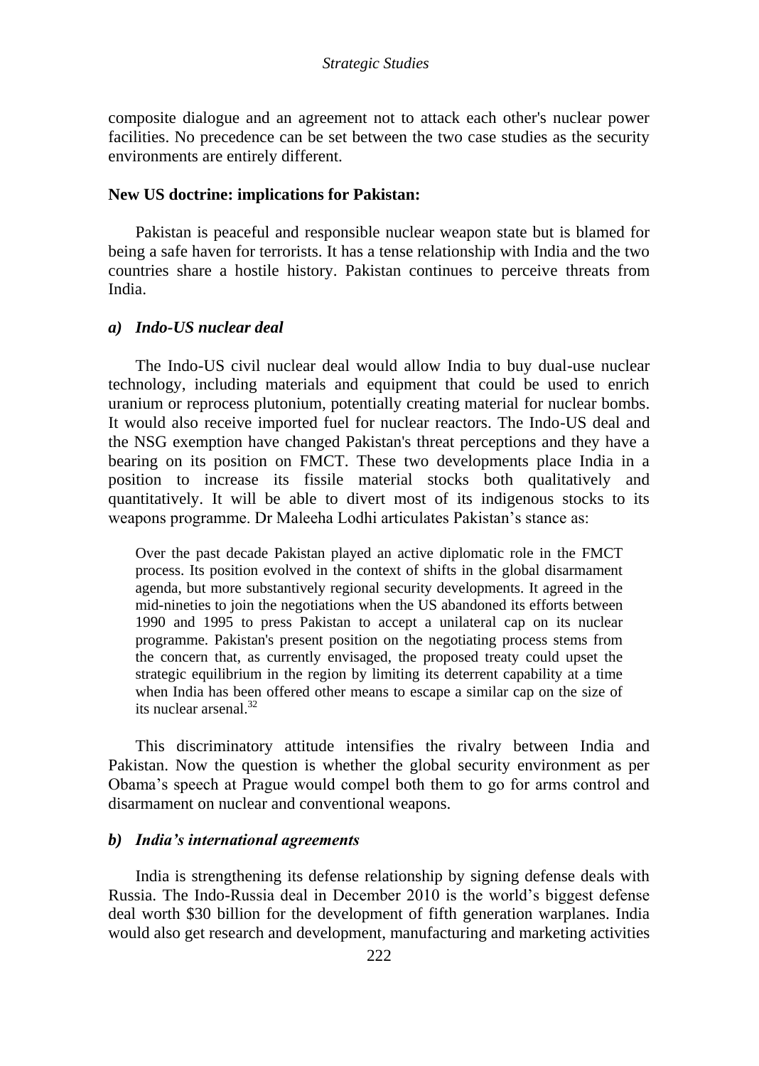composite dialogue and an agreement not to attack each other's nuclear power facilities. No precedence can be set between the two case studies as the security environments are entirely different.

## New US doctrine: implications for Pakistan:

Pakistan is peaceful and responsible nuclear weapon state but is blamed for being a safe haven for terrorists. It has a tense relationship with India and the two countries share a hostile history. Pakistan continues to perceive threats from India.

### *a) Indo-US nuclear deal*

The Indo-US civil nuclear deal would allow India to buy dual-use nuclear technology, including materials and equipment that could be used to enrich uranium or reprocess plutonium, potentially creating material for nuclear bombs. It would also receive imported fuel for nuclear reactors. The Indo-US deal and the NSG exemption have changed Pakistan's threat perceptions and they have a bearing on its position on FMCT. These two developments place India in a position to increase its fissile material stocks both qualitatively and quantitatively. It will be able to divert most of its indigenous stocks to its weapons programme. Dr Maleeha Lodhi articulates Pakistan's stance as:

> Over the past decade Pakistan played an active diplomatic role in the FMCT process. Its position evolved in the context of shifts in the global disarmament agenda, but more substantively regional security developments. It agreed in the mid-nineties to join the negotiations when the US abandoned its efforts between 1990 and 1995 to press Pakistan to accept a unilateral cap on its nuclear programme. Pakistan's present position on the negotiating process stems from the concern that, as currently envisaged, the proposed treaty could upset the strategic equilibrium in the region by limiting its deterrent capability at a time when India has been offered other means to escape a similar cap on the size of its nuclear arsenal.[32]

This discriminatory attitude intensifies the rivalry between India and Pakistan. Now the question is whether the global security environment as per Obama's speech at Prague would compel both them to go for arms control and disarmament on nuclear and conventional weapons.

### *b) India's international agreements*

India is strengthening its defense relationship by signing defense deals with Russia. The Indo-Russia deal in December 2010 is the world's biggest defense deal worth $30 billion for the development of fifth generation warplanes. India would also get research and development, manufacturing and marketing activities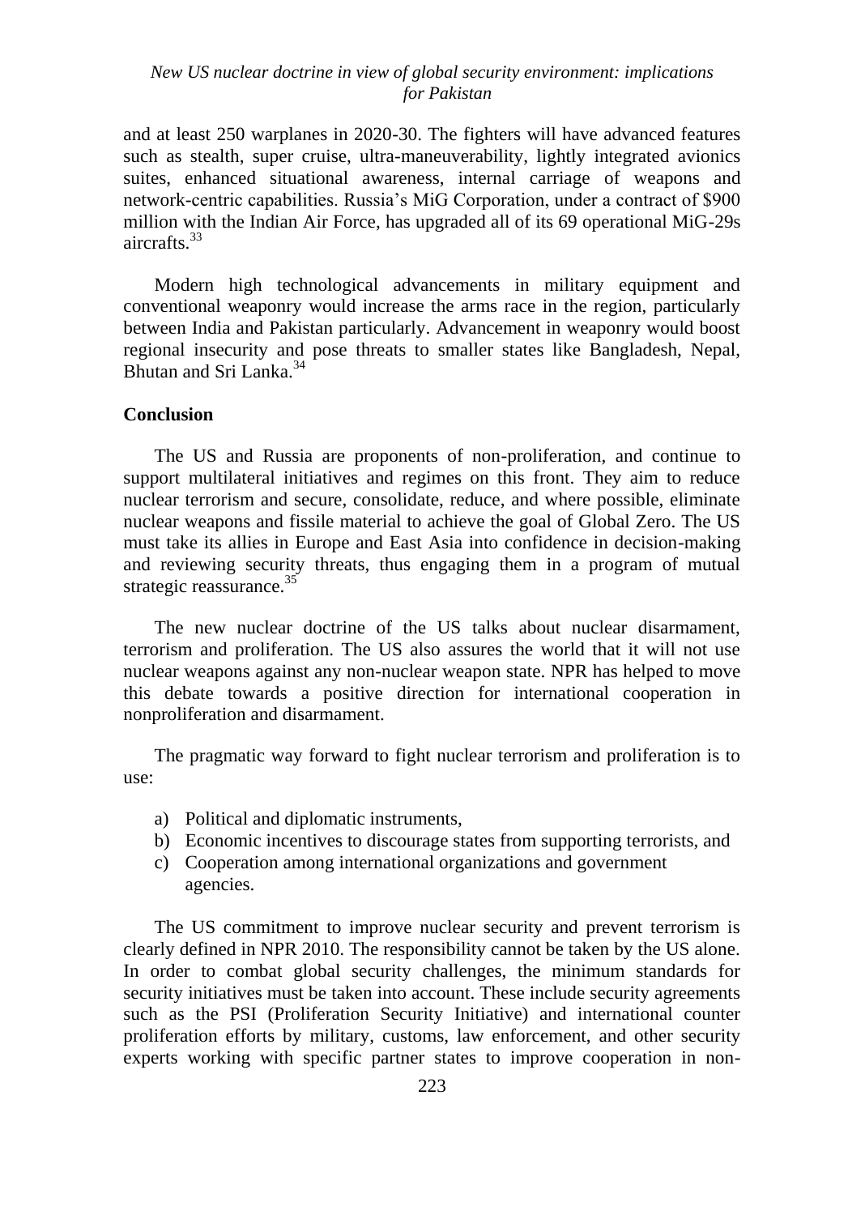and at least 250 warplanes in 2020-30. The fighters will have advanced features such as stealth, super cruise, ultra-maneuverability, lightly integrated avionics suites, enhanced situational awareness, internal carriage of weapons and network-centric capabilities. Russia's MiG Corporation, under a contract of $900 million with the Indian Air Force, has upgraded all of its 69 operational MiG-29s aircrafts.[33]

Modern high technological advancements in military equipment and conventional weaponry would increase the arms race in the region, particularly between India and Pakistan particularly. Advancement in weaponry would boost regional insecurity and pose threats to smaller states like Bangladesh, Nepal, Bhutan and Sri Lanka.[34]

## Conclusion

The US and Russia are proponents of non-proliferation, and continue to support multilateral initiatives and regimes on this front. They aim to reduce nuclear terrorism and secure, consolidate, reduce, and where possible, eliminate nuclear weapons and fissile material to achieve the goal of Global Zero. The US must take its allies in Europe and East Asia into confidence in decision-making and reviewing security threats, thus engaging them in a program of mutual strategic reassurance.[35]

The new nuclear doctrine of the US talks about nuclear disarmament, terrorism and proliferation. The US also assures the world that it will not use nuclear weapons against any non-nuclear weapon state. NPR has helped to move this debate towards a positive direction for international cooperation in nonproliferation and disarmament.

The pragmatic way forward to fight nuclear terrorism and proliferation is to use:

a) Political and diplomatic instruments,
b) Economic incentives to discourage states from supporting terrorists, and
c) Cooperation among international organizations and government agencies.

The US commitment to improve nuclear security and prevent terrorism is clearly defined in NPR 2010. The responsibility cannot be taken by the US alone. In order to combat global security challenges, the minimum standards for security initiatives must be taken into account. These include security agreements such as the PSI (Proliferation Security Initiative) and international counter proliferation efforts by military, customs, law enforcement, and other security experts working with specific partner states to improve cooperation in non-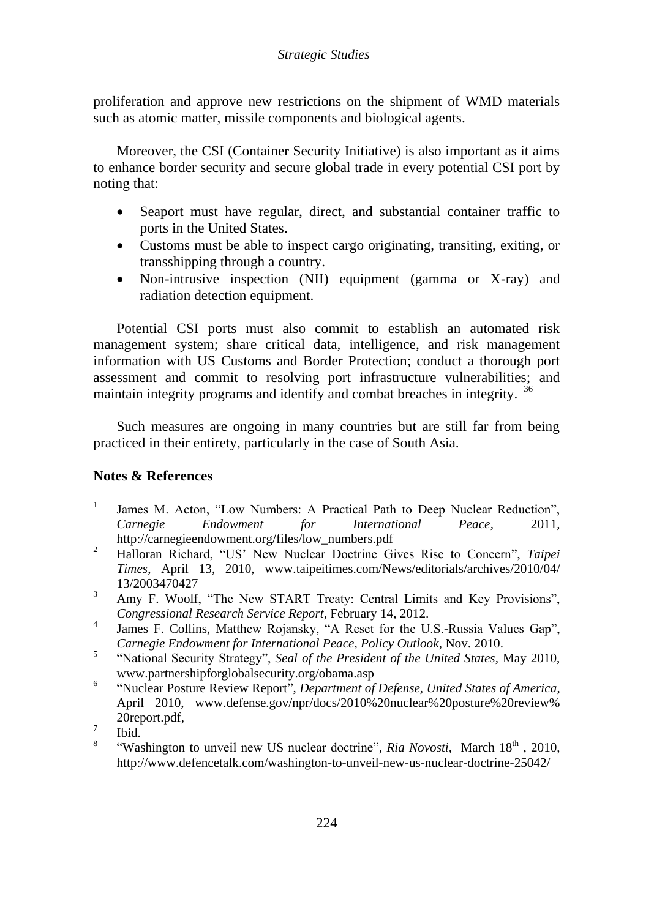proliferation and approve new restrictions on the shipment of WMD materials such as atomic matter, missile components and biological agents.

Moreover, the CSI (Container Security Initiative) is also important as it aims to enhance border security and secure global trade in every potential CSI port by noting that:

- Seaport must have regular, direct, and substantial container traffic to ports in the United States.
- Customs must be able to inspect cargo originating, transiting, exiting, or transshipping through a country.
- Non-intrusive inspection (NII) equipment (gamma or X-ray) and radiation detection equipment.

Potential CSI ports must also commit to establish an automated risk management system; share critical data, intelligence, and risk management information with US Customs and Border Protection; conduct a thorough port assessment and commit to resolving port infrastructure vulnerabilities; and maintain integrity programs and identify and combat breaches in integrity. [36]

Such measures are ongoing in many countries but are still far from being practiced in their entirety, particularly in the case of South Asia.

**Notes & References**

1. James M. Acton, "Low Numbers: A Practical Path to Deep Nuclear Reduction", *Carnegie Endowment for International Peace,* 2011, http://carnegieendowment.org/files/low_numbers.pdf
2. Halloran Richard, "US' New Nuclear Doctrine Gives Rise to Concern", *Taipei Times*, April 13, 2010, www.taipeitimes.com/News/editorials/archives/2010/04/13/2003470427
3. Amy F. Woolf, "The New START Treaty: Central Limits and Key Provisions", *Congressional Research Service Report*, February 14, 2012.
4. James F. Collins, Matthew Rojansky, "A Reset for the U.S.-Russia Values Gap", *Carnegie Endowment for International Peace, Policy Outlook*, Nov. 2010.
5. "National Security Strategy", *Seal of the President of the United States*, May 2010, www.partnershipforglobalsecurity.org/obama.asp
6. "Nuclear Posture Review Report", *Department of Defense*, *United States of America*, April 2010, www.defense.gov/npr/docs/2010%20nuclear%20posture%20review%20report.pdf,
7. Ibid.
8. "Washington to unveil new US nuclear doctrine", *Ria Novosti*, March 18th, 2010, http://www.defencetalk.com/washington-to-unveil-new-us-nuclear-doctrine-25042/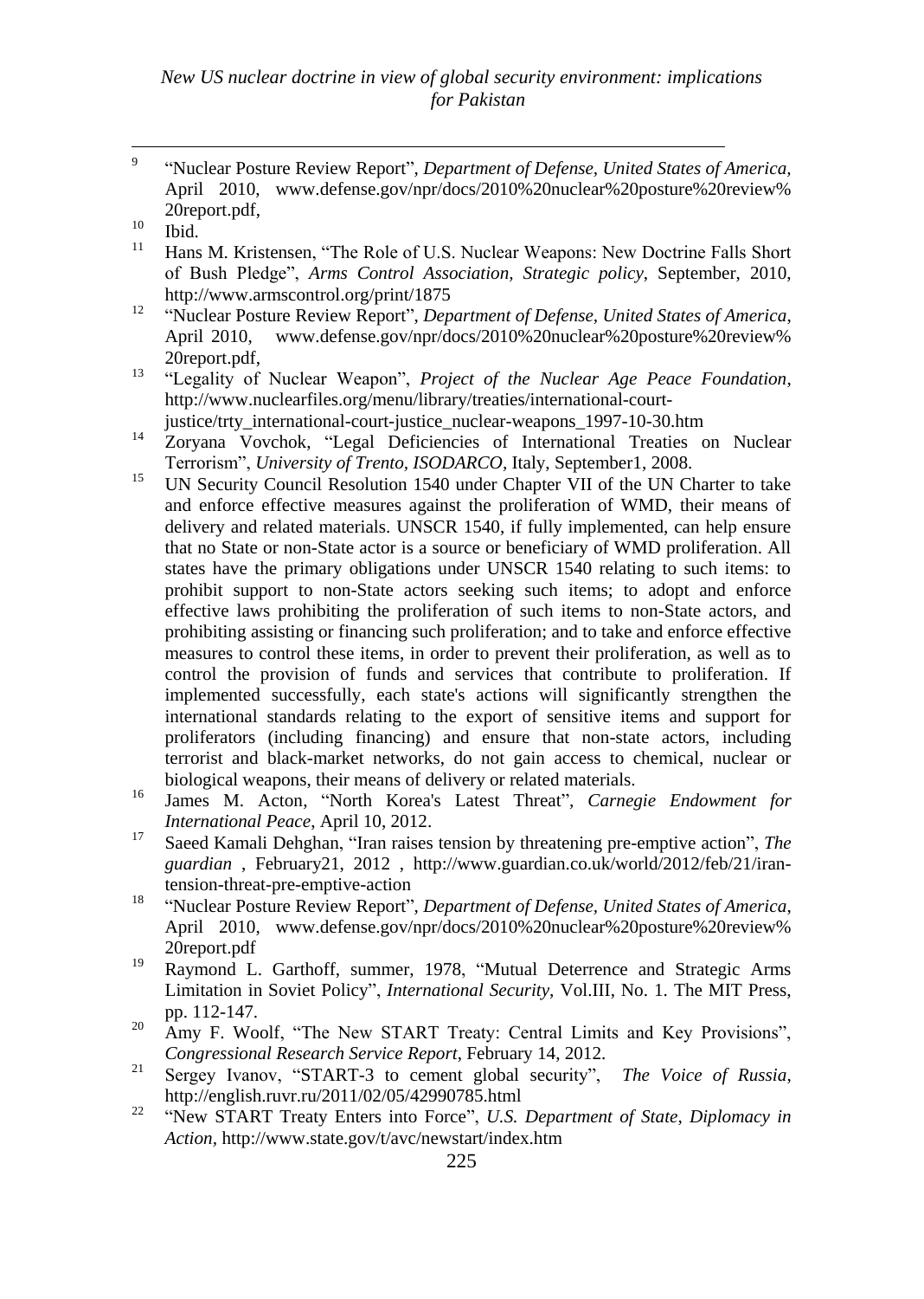[9] "Nuclear Posture Review Report", *Department of Defense, United States of America,* April 2010, www.defense.gov/npr/docs/2010%20nuclear%20posture%20review%20report.pdf,

[10] Ibid.

[11] Hans M. Kristensen, "The Role of U.S. Nuclear Weapons: New Doctrine Falls Short of Bush Pledge", *Arms Control Association, Strategic policy*, September, 2010, http://www.armscontrol.org/print/1875

[12] "Nuclear Posture Review Report", *Department of Defense, United States of America*, April 2010, www.defense.gov/npr/docs/2010%20nuclear%20posture%20review%20report.pdf,

[13] "Legality of Nuclear Weapon", *Project of the Nuclear Age Peace Foundation*, http://www.nuclearfiles.org/menu/library/treaties/international-court-justice/trty_international-court-justice_nuclear-weapons_1997-10-30.htm

[14] Zoryana Vovchok, "Legal Deficiencies of International Treaties on Nuclear Terrorism", *University of Trento, ISODARCO*, Italy, September1, 2008.

[15] UN Security Council Resolution 1540 under Chapter VII of the UN Charter to take and enforce effective measures against the proliferation of WMD, their means of delivery and related materials. UNSCR 1540, if fully implemented, can help ensure that no State or non-State actor is a source or beneficiary of WMD proliferation. All states have the primary obligations under UNSCR 1540 relating to such items: to prohibit support to non-State actors seeking such items; to adopt and enforce effective laws prohibiting the proliferation of such items to non-State actors, and prohibiting assisting or financing such proliferation; and to take and enforce effective measures to control these items, in order to prevent their proliferation, as well as to control the provision of funds and services that contribute to proliferation. If implemented successfully, each state's actions will significantly strengthen the international standards relating to the export of sensitive items and support for proliferators (including financing) and ensure that non-state actors, including terrorist and black-market networks, do not gain access to chemical, nuclear or biological weapons, their means of delivery or related materials.

[16] James M. Acton, "North Korea's Latest Threat", *Carnegie Endowment for International Peace*, April 10, 2012.

[17] Saeed Kamali Dehghan, "Iran raises tension by threatening pre-emptive action", *The guardian* , February21, 2012 , http://www.guardian.co.uk/world/2012/feb/21/iran-tension-threat-pre-emptive-action

[18] "Nuclear Posture Review Report", *Department of Defense, United States of America*, April 2010, www.defense.gov/npr/docs/2010%20nuclear%20posture%20review%20report.pdf

[19] Raymond L. Garthoff, summer, 1978, "Mutual Deterrence and Strategic Arms Limitation in Soviet Policy", *International Security,* Vol.III, No. 1. The MIT Press, pp. 112-147.

[20] Amy F. Woolf, "The New START Treaty: Central Limits and Key Provisions", *Congressional Research Service Report*, February 14, 2012.

[21] Sergey Ivanov, "START-3 to cement global security", *The Voice of Russia*, http://english.ruvr.ru/2011/02/05/42990785.html

[22] "New START Treaty Enters into Force", *U.S. Department of State, Diplomacy in Action,* http://www.state.gov/t/avc/newstart/index.htm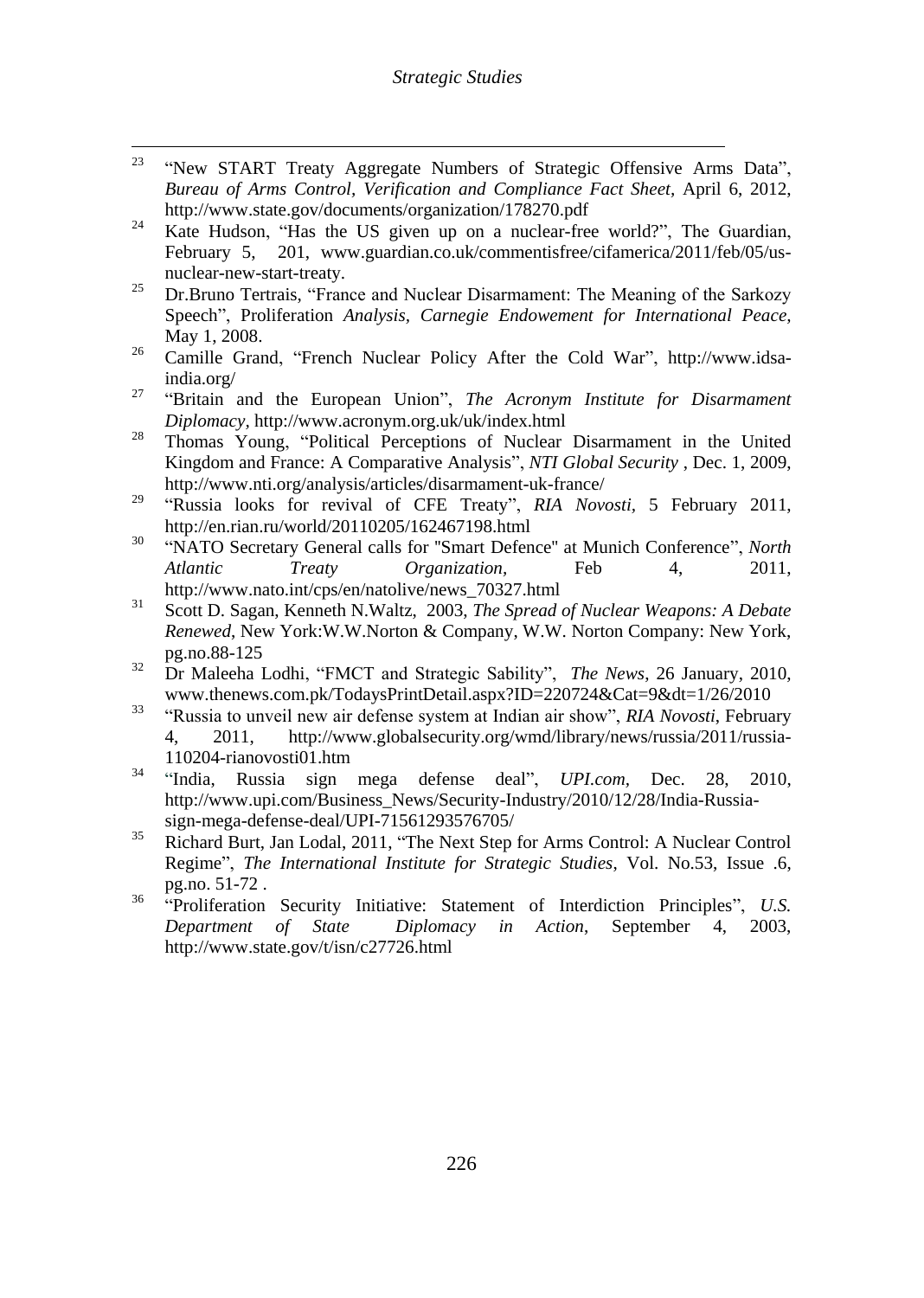[23] "New START Treaty Aggregate Numbers of Strategic Offensive Arms Data", *Bureau of Arms Control, Verification and Compliance Fact Sheet*, April 6, 2012, http://www.state.gov/documents/organization/178270.pdf

[24] Kate Hudson, "Has the US given up on a nuclear-free world?", The Guardian, February 5, 201, www.guardian.co.uk/commentisfree/cifamerica/2011/feb/05/us-nuclear-new-start-treaty.

[25] Dr.Bruno Tertrais, "France and Nuclear Disarmament: The Meaning of the Sarkozy Speech", Proliferation *Analysis, Carnegie Endowement for International Peace,* May 1, 2008.

[26] Camille Grand, "French Nuclear Policy After the Cold War", http://www.idsa-india.org/

[27] "Britain and the European Union", *The Acronym Institute for Disarmament Diplomacy,* http://www.acronym.org.uk/uk/index.html

[28] Thomas Young, "Political Perceptions of Nuclear Disarmament in the United Kingdom and France: A Comparative Analysis", *NTI Global Security* , Dec. 1, 2009, http://www.nti.org/analysis/articles/disarmament-uk-france/

[29] "Russia looks for revival of CFE Treaty", *RIA Novosti,* 5 February 2011, http://en.rian.ru/world/20110205/162467198.html

[30] "NATO Secretary General calls for "Smart Defence" at Munich Conference", *North Atlantic Treaty Organization*, Feb 4, 2011, http://www.nato.int/cps/en/natolive/news_70327.html

[31] Scott D. Sagan, Kenneth N.Waltz, 2003, *The Spread of Nuclear Weapons: A Debate Renewed*, New York:W.W.Norton & Company, W.W. Norton Company: New York, pg.no.88-125

[32] Dr Maleeha Lodhi, "FMCT and Strategic Sability", *The News*, 26 January, 2010, www.thenews.com.pk/TodaysPrintDetail.aspx?ID=220724&Cat=9&dt=1/26/2010

[33] "Russia to unveil new air defense system at Indian air show", *RIA Novosti*, February 4, 2011, http://www.globalsecurity.org/wmd/library/news/russia/2011/russia-110204-rianovosti01.htm

[34] "India, Russia sign mega defense deal", *UPI.com,* Dec. 28, 2010, http://www.upi.com/Business_News/Security-Industry/2010/12/28/India-Russia-sign-mega-defense-deal/UPI-71561293576705/

[35] Richard Burt, Jan Lodal, 2011, "The Next Step for Arms Control: A Nuclear Control Regime", *The International Institute for Strategic Studies*, Vol. No.53, Issue .6, pg.no. 51-72 .

[36] "Proliferation Security Initiative: Statement of Interdiction Principles", *U.S. Department of State Diplomacy in Action*, September 4, 2003, http://www.state.gov/t/isn/c27726.html